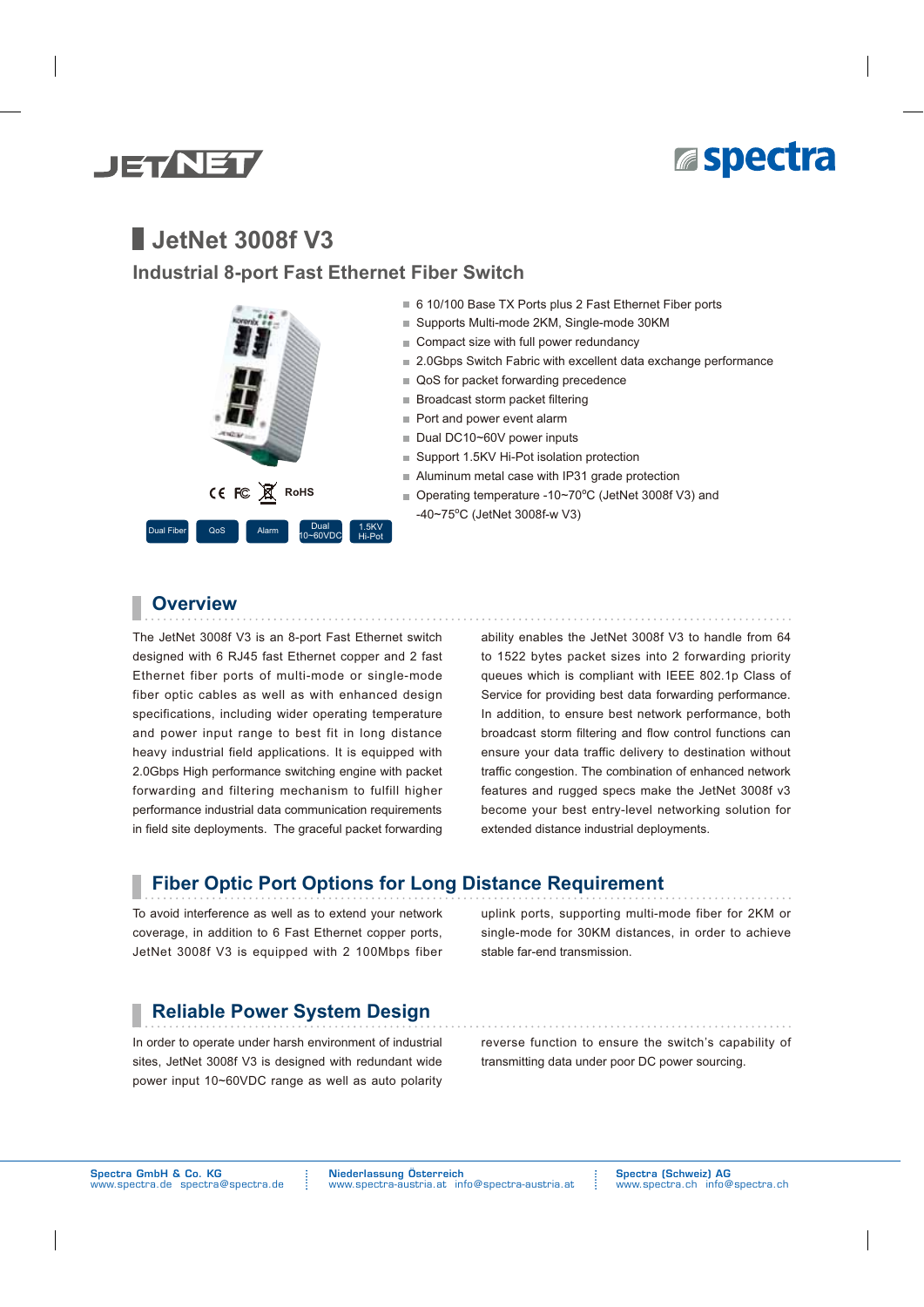# JetNet 3008f V3

## Industrial 8-port Fast Ethernet Fiber Switch

RoHS

Dual Fiber | QoS | Alarm | Dual 10~60VDC | 1.5KV Hi-Pot

- 6 10/100 Base TX Ports plus 2 Fast Ethernet Fiber ports
- Supports Multi-mode 2KM, Single-mode 30KM
- Compact size with full power redundancy
- 2.0Gbps Switch Fabric with excellent data exchange performance
- QoS for packet forwarding precedence
- Broadcast storm packet filtering
- Port and power event alarm
- Dual DC10~60V power inputs
- Support 1.5KV Hi-Pot isolation protection
- Aluminum metal case with IP31 grade protection
- Operating temperature -10~70°C (JetNet 3008f V3) and -40~75°C (JetNet 3008f-w V3)

## Overview

The JetNet 3008f V3 is an 8-port Fast Ethernet switch designed with 6 RJ45 fast Ethernet copper and 2 fast Ethernet fiber ports of multi-mode or single-mode fiber optic cables as well as with enhanced design specifications, including wider operating temperature and power input range to best fit in long distance heavy industrial field applications. It is equipped with 2.0Gbps High performance switching engine with packet forwarding and filtering mechanism to fulfill higher performance industrial data communication requirements in field site deployments. The graceful packet forwarding ability enables the JetNet 3008f V3 to handle from 64 to 1522 bytes packet sizes into 2 forwarding priority queues which is compliant with IEEE 802.1p Class of Service for providing best data forwarding performance. In addition, to ensure best network performance, both broadcast storm filtering and flow control functions can ensure your data traffic delivery to destination without traffic congestion. The combination of enhanced network features and rugged specs make the JetNet 3008f v3 become your best entry-level networking solution for extended distance industrial deployments.

## Fiber Optic Port Options for Long Distance Requirement

To avoid interference as well as to extend your network coverage, in addition to 6 Fast Ethernet copper ports, JetNet 3008f V3 is equipped with 2 100Mbps fiber uplink ports, supporting multi-mode fiber for 2KM or single-mode for 30KM distances, in order to achieve stable far-end transmission.

## Reliable Power System Design

In order to operate under harsh environment of industrial sites, JetNet 3008f V3 is designed with redundant wide power input 10~60VDC range as well as auto polarity reverse function to ensure the switch's capability of transmitting data under poor DC power sourcing.

**Spectra GmbH & Co. KG**
www.spectra.de spectra@spectra.de

**Niederlassung Österreich**
www.spectra-austria.at info@spectra-austria.at

**Spectra (Schweiz) AG**
www.spectra.ch info@spectra.ch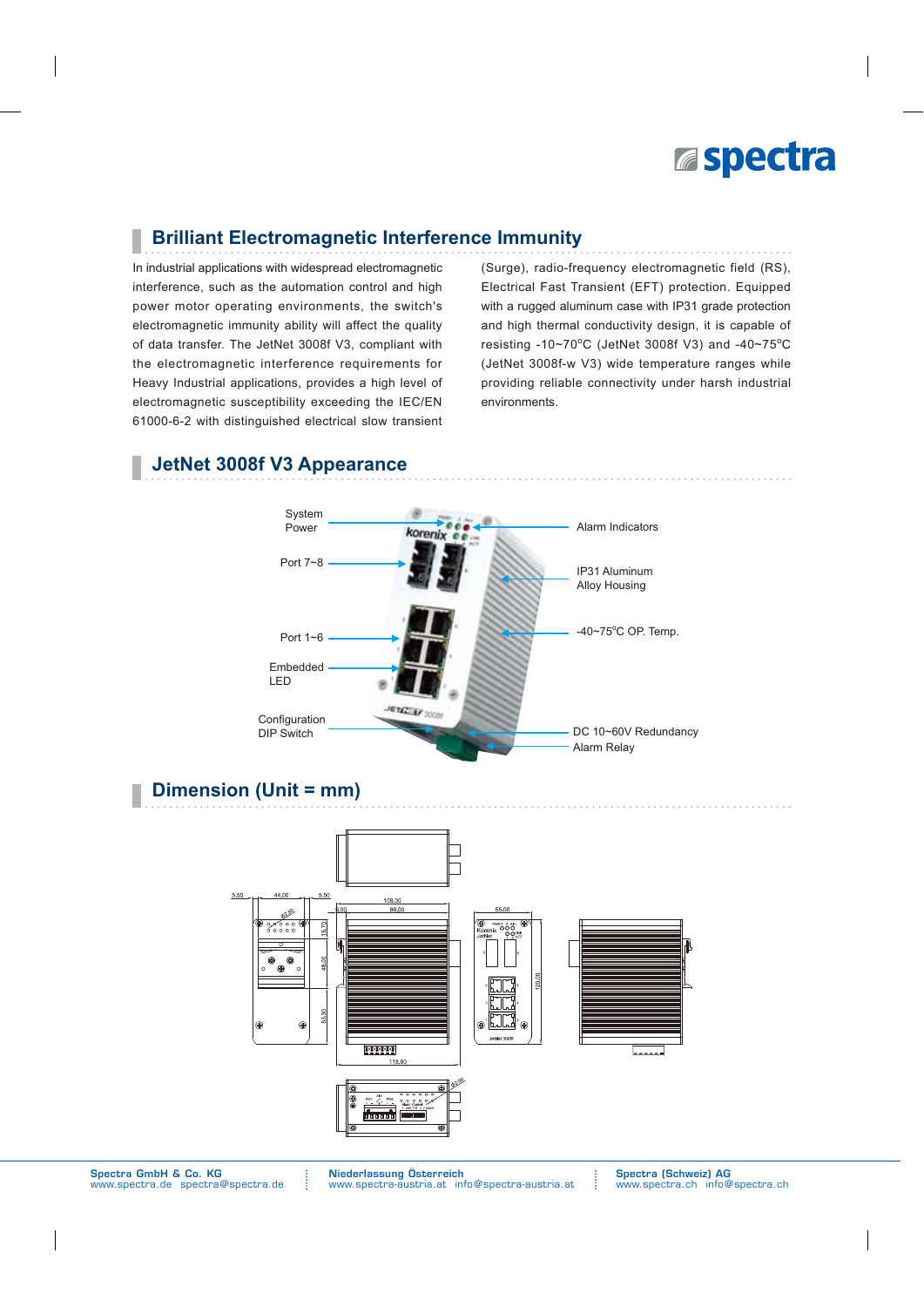## Brilliant Electromagnetic Interference Immunity

In industrial applications with widespread electromagnetic interference, such as the automation control and high power motor operating environments, the switch's electromagnetic immunity ability will affect the quality of data transfer. The JetNet 3008f V3, compliant with the electromagnetic interference requirements for Heavy Industrial applications, provides a high level of electromagnetic susceptibility exceeding the IEC/EN 61000-6-2 with distinguished electrical slow transient (Surge), radio-frequency electromagnetic field (RS), Electrical Fast Transient (EFT) protection. Equipped with a rugged aluminum case with IP31 grade protection and high thermal conductivity design, it is capable of resisting -10~70°C (JetNet 3008f V3) and -40~75°C (JetNet 3008f-w V3) wide temperature ranges while providing reliable connectivity under harsh industrial environments.

## JetNet 3008f V3 Appearance

System Power

Port 7~8

Port 1~6

Embedded LED

Configuration DIP Switch

Alarm Indicators

IP31 Aluminum Alloy Housing

-40~75°C OP. Temp.

DC 10~60V Redundancy Alarm Relay

## Dimension (Unit = mm)

**Spectra GmbH & Co. KG**
www.spectra.de spectra@spectra.de

**Niederlassung Österreich**
www.spectra-austria.at info@spectra-austria.at

**Spectra (Schweiz) AG**
www.spectra.ch info@spectra.ch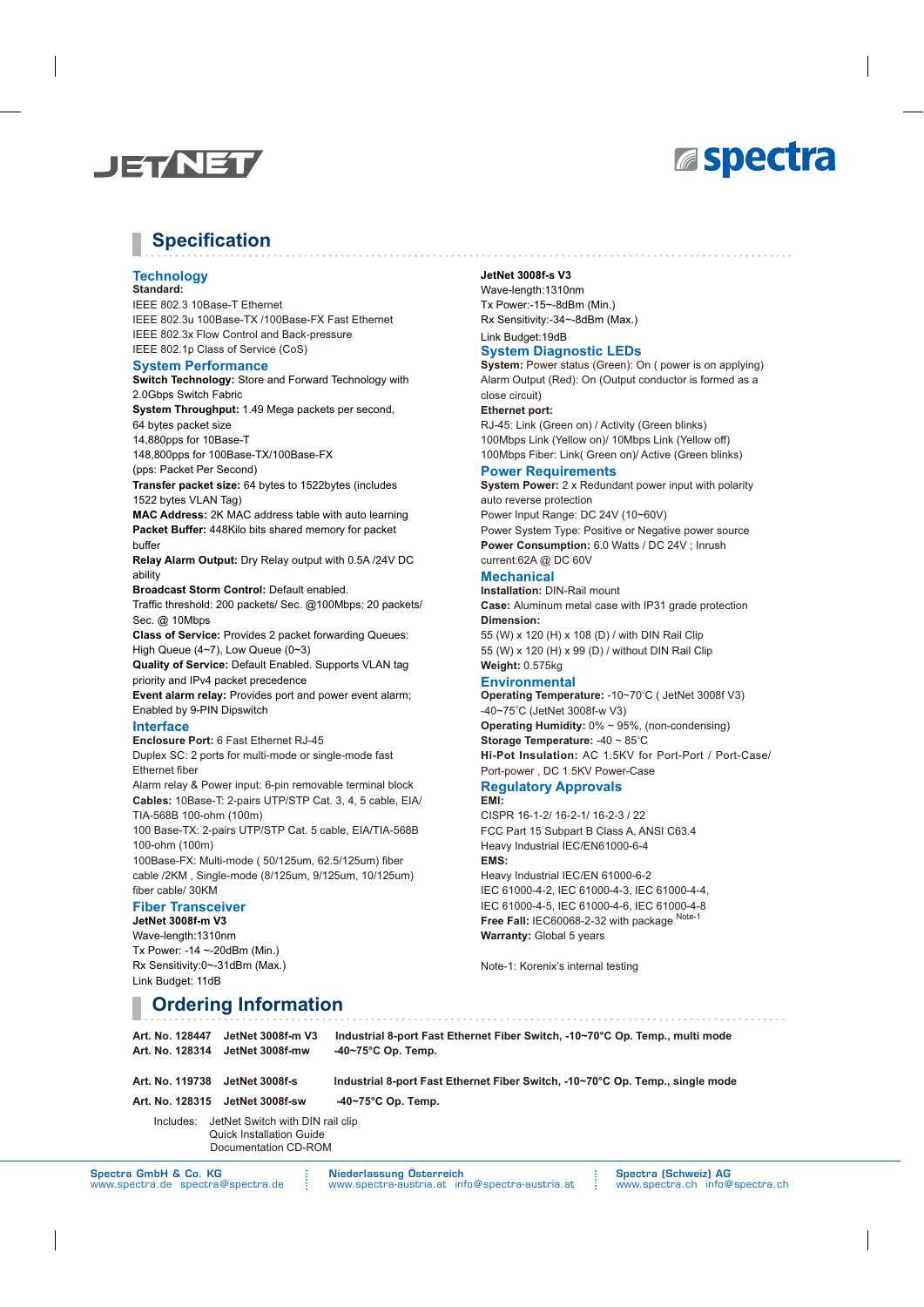## Specification

### Technology

**Standard:**
IEEE 802.3 10Base-T Ethernet
IEEE 802.3u 100Base-TX /100Base-FX Fast Ethernet
IEEE 802.3x Flow Control and Back-pressure
IEEE 802.1p Class of Service (CoS)

### System Performance

**Switch Technology:** Store and Forward Technology with 2.0Gbps Switch Fabric
**System Throughput:** 1.49 Mega packets per second, 64 bytes packet size
14,880pps for 10Base-T
148,800pps for 100Base-TX/100Base-FX
(pps: Packet Per Second)
**Transfer packet size:** 64 bytes to 1522bytes (includes 1522 bytes VLAN Tag)
**MAC Address:** 2K MAC address table with auto learning
**Packet Buffer:** 448Kilo bits shared memory for packet buffer
**Relay Alarm Output:** Dry Relay output with 0.5A /24V DC ability
**Broadcast Storm Control:** Default enabled.
Traffic threshold: 200 packets/ Sec. @100Mbps; 20 packets/ Sec. @ 10Mbps
**Class of Service:** Provides 2 packet forwarding Queues: High Queue (4~7), Low Queue (0~3)
**Quality of Service:** Default Enabled. Supports VLAN tag priority and IPv4 packet precedence
**Event alarm relay:** Provides port and power event alarm; Enabled by 9-PIN Dipswitch

### Interface

**Enclosure Port:** 6 Fast Ethernet RJ-45
Duplex SC: 2 ports for multi-mode or single-mode fast Ethernet fiber
Alarm relay & Power input: 6-pin removable terminal block
**Cables:** 10Base-T: 2-pairs UTP/STP Cat. 3, 4, 5 cable, EIA/TIA-568B 100-ohm (100m)
100 Base-TX: 2-pairs UTP/STP Cat. 5 cable, EIA/TIA-568B 100-ohm (100m)
100Base-FX: Multi-mode ( 50/125um, 62.5/125um) fiber cable /2KM , Single-mode (8/125um, 9/125um, 10/125um) fiber cable/ 30KM

### Fiber Transceiver

**JetNet 3008f-m V3**
Wave-length:1310nm
Tx Power: -14 ~-20dBm (Min.)
Rx Sensitivity:0~-31dBm (Max.)
Link Budget: 11dB

**JetNet 3008f-s V3**
Wave-length:1310nm
Tx Power:-15~-8dBm (Min.)
Rx Sensitivity:-34~-8dBm (Max.)
Link Budget:19dB

### System Diagnostic LEDs

**System:** Power status (Green): On ( power is on applying)
Alarm Output (Red): On (Output conductor is formed as a close circuit)
**Ethernet port:**
RJ-45: Link (Green on) / Activity (Green blinks)
100Mbps Link (Yellow on)/ 10Mbps Link (Yellow off)
100Mbps Fiber: Link( Green on)/ Active (Green blinks)

### Power Requirements

**System Power:** 2 x Redundant power input with polarity auto reverse protection
Power Input Range: DC 24V (10~60V)
Power System Type: Positive or Negative power source
**Power Consumption:** 6.0 Watts / DC 24V ; Inrush current:62A @ DC 60V

### Mechanical

**Installation:** DIN-Rail mount
**Case:** Aluminum metal case with IP31 grade protection
**Dimension:**
55 (W) x 120 (H) x 108 (D) / with DIN Rail Clip
55 (W) x 120 (H) x 99 (D) / without DIN Rail Clip
**Weight:** 0.575kg

### Environmental

**Operating Temperature:** -10~70°C ( JetNet 3008f V3)
-40~75°C (JetNet 3008f-w V3)
**Operating Humidity:** 0% ~ 95%, (non-condensing)
**Storage Temperature:** -40 ~ 85°C
**Hi-Pot Insulation:** AC 1.5KV for Port-Port / Port-Case/ Port-power , DC 1.5KV Power-Case

### Regulatory Approvals

**EMI:**
CISPR 16-1-2/ 16-2-1/ 16-2-3 / 22
FCC Part 15 Subpart B Class A, ANSI C63.4
Heavy Industrial IEC/EN61000-6-4
**EMS:**
Heavy Industrial IEC/EN 61000-6-2
IEC 61000-4-2, IEC 61000-4-3, IEC 61000-4-4, IEC 61000-4-5, IEC 61000-4-6, IEC 61000-4-8
**Free Fall:** IEC60068-2-32 with package [Note-1]
**Warranty:** Global 5 years

Note-1: Korenix's internal testing

## Ordering Information

| | | |
|---|---|---|
| **Art. No. 128447** | **JetNet 3008f-m V3** | **Industrial 8-port Fast Ethernet Fiber Switch, -10~70°C Op. Temp., multi mode** |
| **Art. No. 128314** | **JetNet 3008f-mw** | **-40~75°C Op. Temp.** |
| **Art. No. 119738** | **JetNet 3008f-s** | **Industrial 8-port Fast Ethernet Fiber Switch, -10~70°C Op. Temp., single mode** |
| **Art. No. 128315** | **JetNet 3008f-sw** | **-40~75°C Op. Temp.** |

Includes: JetNet Switch with DIN rail clip
Quick Installation Guide
Documentation CD-ROM

**Spectra GmbH & Co. KG**
www.spectra.de spectra@spectra.de

**Niederlassung Österreich**
www.spectra-austria.at info@spectra-austria.at

**Spectra (Schweiz) AG**
www.spectra.ch info@spectra.ch